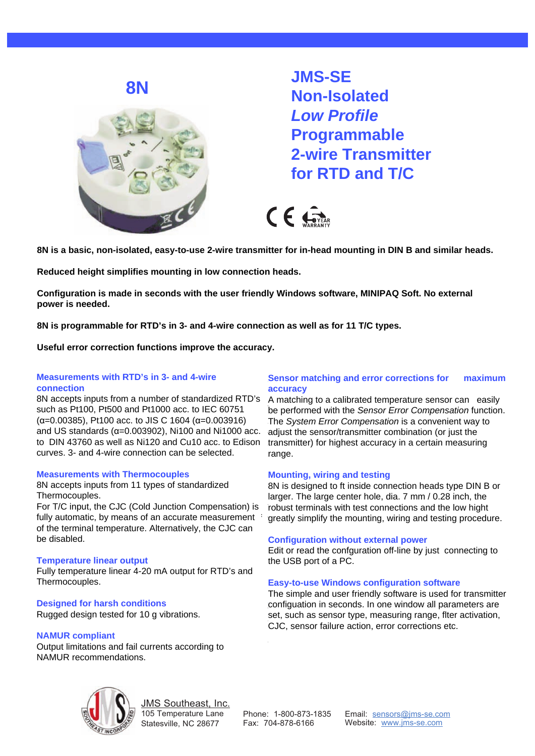# 8N

# JMS-SE Non-Isolated *Low Profile* Programmable 2-wire Transmitter for RTD and T/C

**8N is a basic, non-isolated, easy-to-use 2-wire transmitter for in-head mounting in DIN B and similar heads.**

**Reduced height simplifies mounting in low connection heads.**

**Configuration is made in seconds with the user friendly Windows software, MINIPAQ Soft. No external power is needed.**

**8N is programmable for RTD's in 3- and 4-wire connection as well as for 11 T/C types.**

**Useful error correction functions improve the accuracy.**

### Measurements with RTD's in 3- and 4-wire connection

8N accepts inputs from a number of standardized RTD's such as Pt100, Pt500 and Pt1000 acc. to IEC 60751 (α=0.00385), Pt100 acc. to JIS C 1604 (α=0.003916) and US standards (α=0.003902), Ni100 and Ni1000 acc. to DIN 43760 as well as Ni120 and Cu10 acc. to Edison curves. 3- and 4-wire connection can be selected.

### Measurements with Thermocouples

8N accepts inputs from 11 types of standardized Thermocouples.
For T/C input, the CJC (Cold Junction Compensation) is fully automatic, by means of an accurate measurement of the terminal temperature. Alternatively, the CJC can be disabled.

### Temperature linear output

Fully temperature linear 4-20 mA output for RTD's and Thermocouples.

### Designed for harsh conditions

Rugged design tested for 10 g vibrations.

### NAMUR compliant

Output limitations and fail currents according to NAMUR recommendations.

### Sensor matching and error corrections for maximum accuracy

A matching to a calibrated temperature sensor can easily be performed with the *Sensor Error Compensation* function. The *System Error Compensation* is a convenient way to adjust the sensor/transmitter combination (or just the transmitter) for highest accuracy in a certain measuring range.

### Mounting, wiring and testing

8N is designed to ft inside connection heads type DIN B or larger. The large center hole, dia. 7 mm / 0.28 inch, the robust terminals with test connections and the low hight greatly simplify the mounting, wiring and testing procedure.

### Configuration without external power

Edit or read the confguration off-line by just connecting to the USB port of a PC.

### Easy-to-use Windows configuration software

The simple and user friendly software is used for transmitter configuation in seconds. In one window all parameters are set, such as sensor type, measuring range, flter activation, CJC, sensor failure action, error corrections etc.

JMS Southeast, Inc.
105 Temperature Lane
Statesville, NC 28677

Phone: 1-800-873-1835
Fax: 704-878-6166

Email: sensors@jms-se.com
Website: www.jms-se.com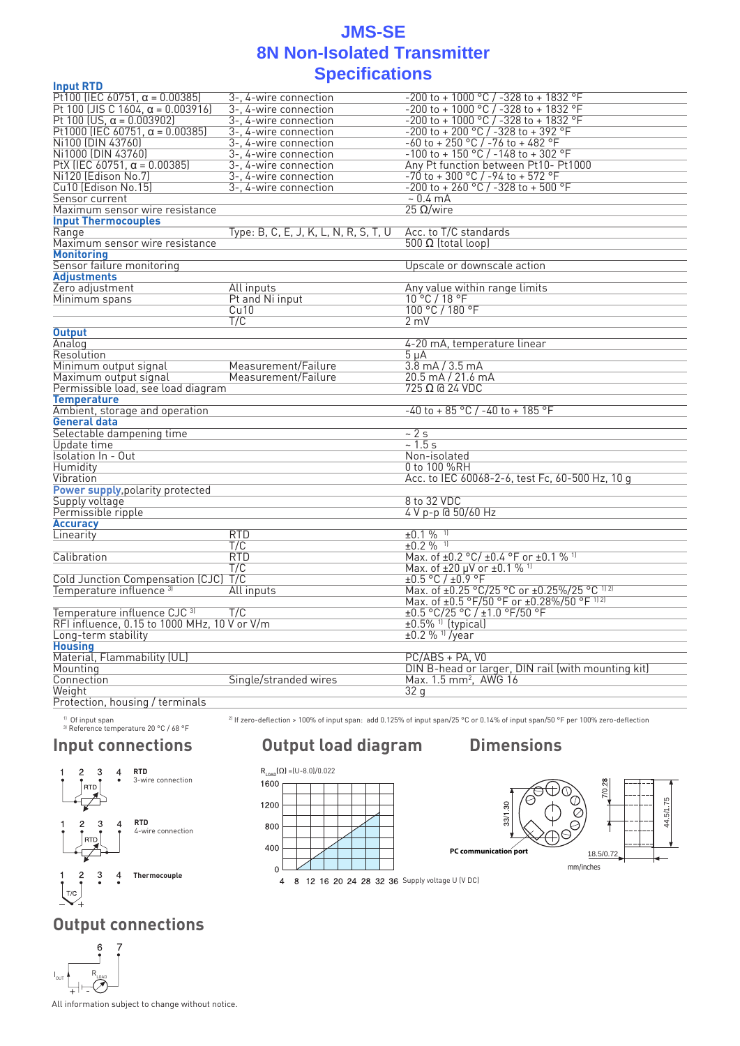# JMS-SE
## 8N Non-Isolated Transmitter
## Specifications

| | | |
|---|---|---|
| **Input RTD** | | |
| Pt100 (IEC 60751, α = 0.00385) | 3-, 4-wire connection | -200 to + 1000 °C / -328 to + 1832 °F |
| Pt 100 (JIS C 1604, α = 0.003916) | 3-, 4-wire connection | -200 to + 1000 °C / -328 to + 1832 °F |
| Pt 100 (US, α = 0.003902) | 3-, 4-wire connection | -200 to + 1000 °C / -328 to + 1832 °F |
| Pt1000 (IEC 60751, α = 0.00385) | 3-, 4-wire connection | -200 to + 200 °C / -328 to + 392 °F |
| Ni100 (DIN 43760) | 3-, 4-wire connection | -60 to + 250 °C / -76 to + 482 °F |
| Ni1000 (DIN 43760) | 3-, 4-wire connection | -100 to + 150 °C / -148 to + 302 °F |
| PtX (IEC 60751, α = 0.00385) | 3-, 4-wire connection | Any Pt function between Pt10- Pt1000 |
| Ni120 (Edison No.7) | 3-, 4-wire connection | -70 to + 300 °C / -94 to + 572 °F |
| Cu10 (Edison No.15) | 3-, 4-wire connection | -200 to + 260 °C / -328 to + 500 °F |
| Sensor current | | ~ 0.4 mA |
| Maximum sensor wire resistance | | 25 Ω/wire |
| **Input Thermocouples** | | |
| Range | Type: B, C, E, J, K, L, N, R, S, T, U | Acc. to T/C standards |
| Maximum sensor wire resistance | | 500 Ω (total loop) |
| **Monitoring** | | |
| Sensor failure monitoring | | Upscale or downscale action |
| **Adjustments** | | |
| Zero adjustment | All inputs | Any value within range limits |
| Minimum spans | Pt and Ni input | 10 °C / 18 °F |
| | Cu10 | 100 °C / 180 °F |
| | T/C | 2 mV |
| **Output** | | |
| Analog | | 4-20 mA, temperature linear |
| Resolution | | 5 µA |
| Minimum output signal | Measurement/Failure | 3.8 mA / 3.5 mA |
| Maximum output signal | Measurement/Failure | 20.5 mA / 21.6 mA |
| Permissible load, see load diagram | | 725 Ω @ 24 VDC |
| **Temperature** | | |
| Ambient, storage and operation | | -40 to + 85 °C / -40 to + 185 °F |
| **General data** | | |
| Selectable dampening time | | ~ 2 s |
| Update time | | ~ 1.5 s |
| Isolation In - Out | | Non-isolated |
| Humidity | | 0 to 100 %RH |
| Vibration | | Acc. to IEC 60068-2-6, test Fc, 60-500 Hz, 10 g |
| **Power supply**, polarity protected | | |
| Supply voltage | | 8 to 32 VDC |
| Permissible ripple | | 4 V p-p @ 50/60 Hz |
| **Accuracy** | | |
| Linearity | RTD | ±0.1 % [1] |
| | T/C | ±0.2 % [1] |
| Calibration | RTD | Max. of ±0.2 °C/ ±0.4 °F or ±0.1 % [1] |
| | T/C | Max. of ±20 µV or ±0.1 % [1] |
| Cold Junction Compensation (CJC) | T/C | ±0.5 °C / ±0.9 °F |
| Temperature influence [3] | All inputs | Max. of ±0.25 °C/25 °C or ±0.25%/25 °C [1,2] |
| | | Max. of ±0.5 °F/50 °F or ±0.28%/50 °F [1,2] |
| Temperature influence CJC [3] | T/C | ±0.5 °C/25 °C / ±1.0 °F/50 °F |
| RFI influence, 0.15 to 1000 MHz, 10 V or V/m | | ±0.5% [1] (typical) |
| Long-term stability | | ±0.2 % [1] /year |
| **Housing** | | |
| Material, Flammability (UL) | | PC/ABS + PA, V0 |
| Mounting | | DIN B-head or larger, DIN rail (with mounting kit) |
| Connection | Single/stranded wires | Max. 1.5 mm², AWG 16 |
| Weight | | 32 g |
| Protection, housing / terminals | | |

[1] Of input span
[2] If zero-deflection > 100% of input span: add 0.125% of input span/25 °C or 0.14% of input span/50 °F per 100% zero-deflection
[3] Reference temperature 20 °C / 68 °F

## Input connections

1 2 3 4 — **RTD** 3-wire connection

1 2 3 4 — **RTD** 4-wire connection

1 2 3 4 — **Thermocouple**

## Output load diagram

$R_{LOAD}(\Omega) = (U-8.0)/0.022$

Supply voltage U (V DC)

## Dimensions

PC communication port

mm/inches

## Output connections

6 7

$I_{OUT}$ $R_{LOAD}$

All information subject to change without notice.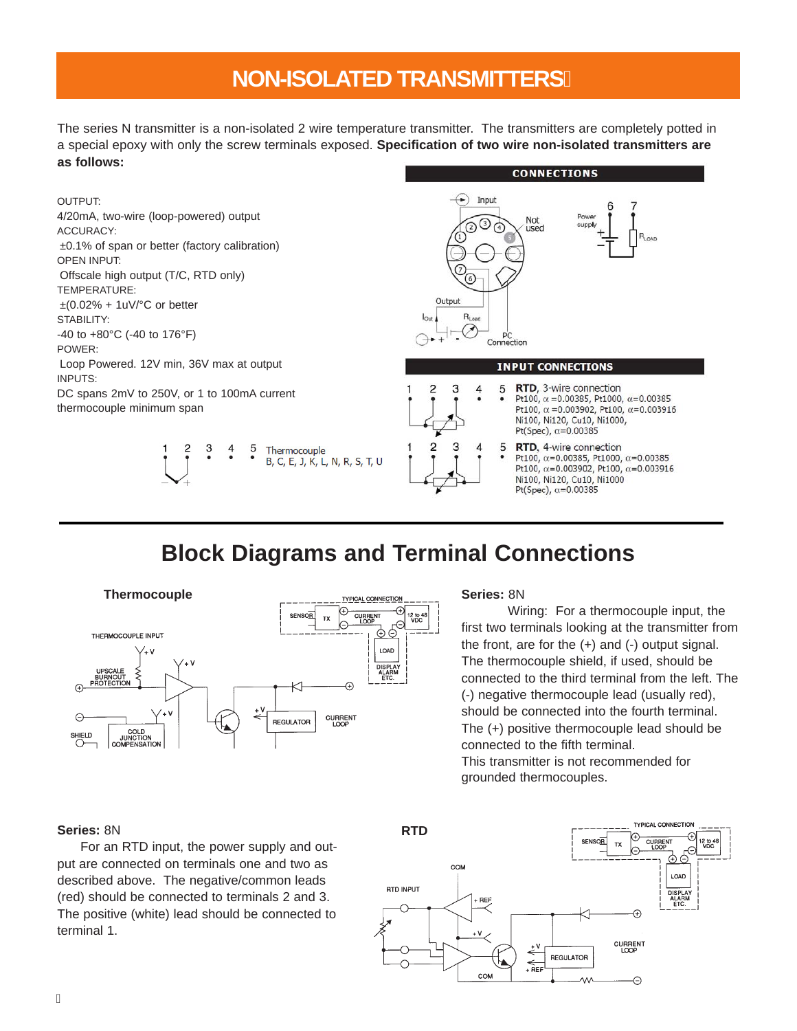# NON-ISOLATED TRANSMITTERS

The series N transmitter is a non-isolated 2 wire temperature transmitter. The transmitters are completely potted in a special epoxy with only the screw terminals exposed. **Specification of two wire non-isolated transmitters are as follows:**

OUTPUT:
4/20mA, two-wire (loop-powered) output
ACCURACY:
±0.1% of span or better (factory calibration)
OPEN INPUT:
Offscale high output (T/C, RTD only)
TEMPERATURE:
±(0.02% + 1uV/°C or better
STABILITY:
-40 to +80°C (-40 to 176°F)
POWER:
Loop Powered. 12V min, 36V max at output
INPUTS:
DC spans 2mV to 250V, or 1 to 100mA current
thermocouple minimum span

1 2 3 4 5 Thermocouple
B, C, E, J, K, L, N, R, S, T, U

**CONNECTIONS**

Input
Not used
Power supply
6 7
$R_{LOAD}$
Output
$I_{Out}$
$R_{Load}$
PC Connection

**INPUT CONNECTIONS**

1 2 3 4 5 **RTD**, 3-wire connection
Pt100, α =0.00385, Pt1000, α=0.00385
Pt100, α =0.003902, Pt100, α=0.003916
Ni100, Ni120, Cu10, Ni1000,
Pt(Spec), α=0.00385

1 2 3 4 5 **RTD**, 4-wire connection
Pt100, α=0.00385, Pt1000, α=0.00385
Pt100, α=0.003902, Pt100, α=0.003916
Ni100, Ni120, Cu10, Ni1000
Pt(Spec), α=0.00385

## Block Diagrams and Terminal Connections

### Thermocouple

TYPICAL CONNECTION
SENSOR TX CURRENT LOOP 12 to 48 VDC
LOAD
DISPLAY ALARM ETC.
THERMOCOUPLE INPUT
UPSCALE BURNOUT PROTECTION
SHIELD
COLD JUNCTION COMPENSATION
REGULATOR
CURRENT LOOP

**Series:** 8N

Wiring: For a thermocouple input, the first two terminals looking at the transmitter from the front, are for the (+) and (-) output signal. The thermocouple shield, if used, should be connected to the third terminal from the left. The (-) negative thermocouple lead (usually red), should be connected into the fourth terminal. The (+) positive thermocouple lead should be connected to the fifth terminal.
This transmitter is not recommended for grounded thermocouples.

**Series:** 8N

For an RTD input, the power supply and output are connected on terminals one and two as described above. The negative/common leads (red) should be connected to terminals 2 and 3. The positive (white) lead should be connected to terminal 1.

### RTD

TYPICAL CONNECTION
SENSOR TX CURRENT LOOP 12 to 48 VDC
LOAD
DISPLAY ALARM ETC.
COM
RTD INPUT
+ REF
+ V
COM
REGULATOR
+ REF
CURRENT LOOP